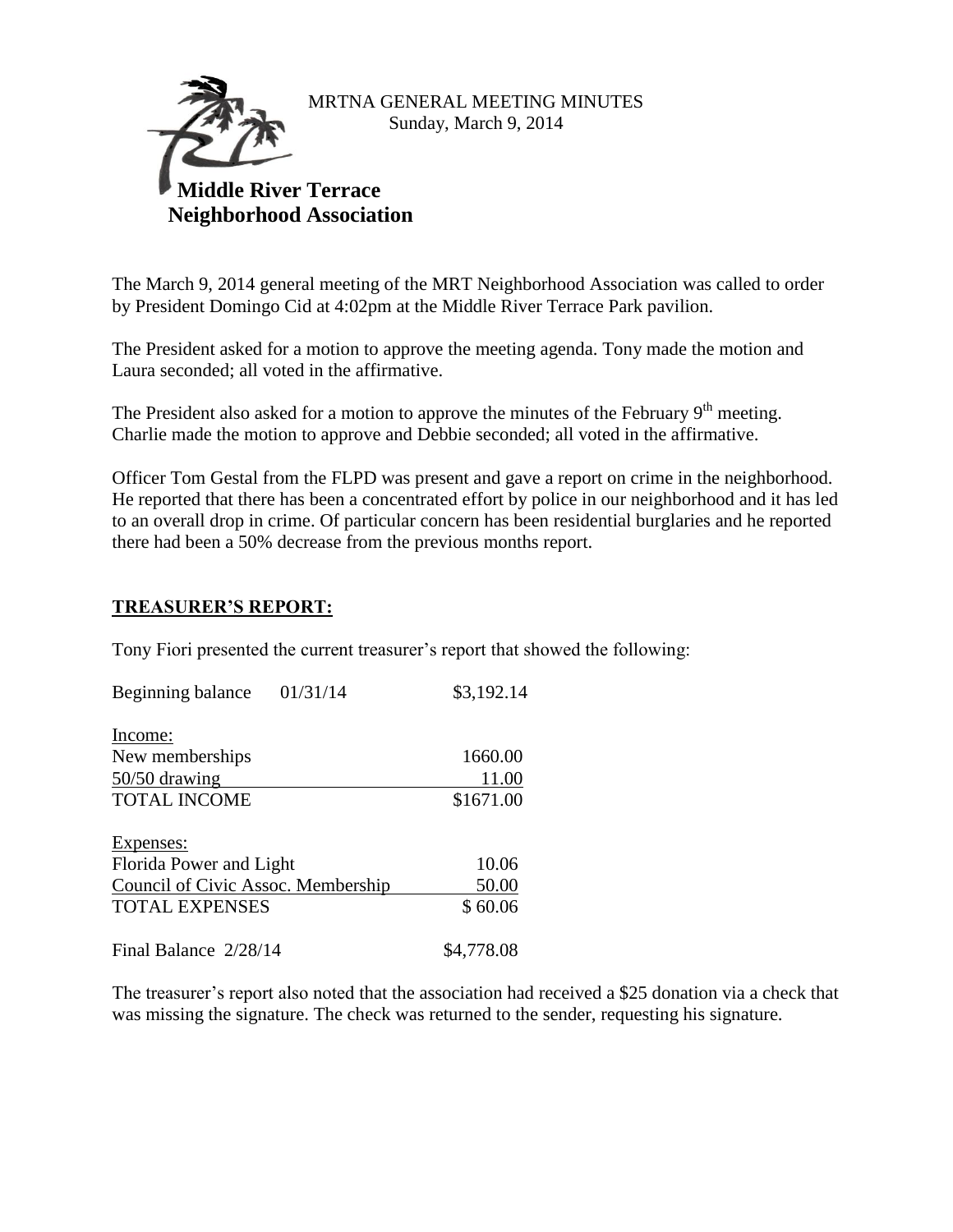MRTNA GENERAL MEETING MINUTES
Sunday, March 9, 2014

# Middle River Terrace Neighborhood Association

The March 9, 2014 general meeting of the MRT Neighborhood Association was called to order by President Domingo Cid at 4:02pm at the Middle River Terrace Park pavilion.

The President asked for a motion to approve the meeting agenda. Tony made the motion and Laura seconded; all voted in the affirmative.

The President also asked for a motion to approve the minutes of the February 9th meeting. Charlie made the motion to approve and Debbie seconded; all voted in the affirmative.

Officer Tom Gestal from the FLPD was present and gave a report on crime in the neighborhood. He reported that there has been a concentrated effort by police in our neighborhood and it has led to an overall drop in crime. Of particular concern has been residential burglaries and he reported there had been a 50% decrease from the previous months report.

## TREASURER'S REPORT:

Tony Fiori presented the current treasurer's report that showed the following:

| | |
|---|---|
| Beginning balance 01/31/14 | $3,192.14 |
| Income: | |
| New memberships | 1660.00 |
| 50/50 drawing | 11.00 |
| TOTAL INCOME | $1671.00 |
| Expenses: | |
| Florida Power and Light | 10.06 |
| Council of Civic Assoc. Membership | 50.00 |
| TOTAL EXPENSES | $ 60.06 |
| Final Balance 2/28/14 | $4,778.08 |

The treasurer's report also noted that the association had received a $25 donation via a check that was missing the signature. The check was returned to the sender, requesting his signature.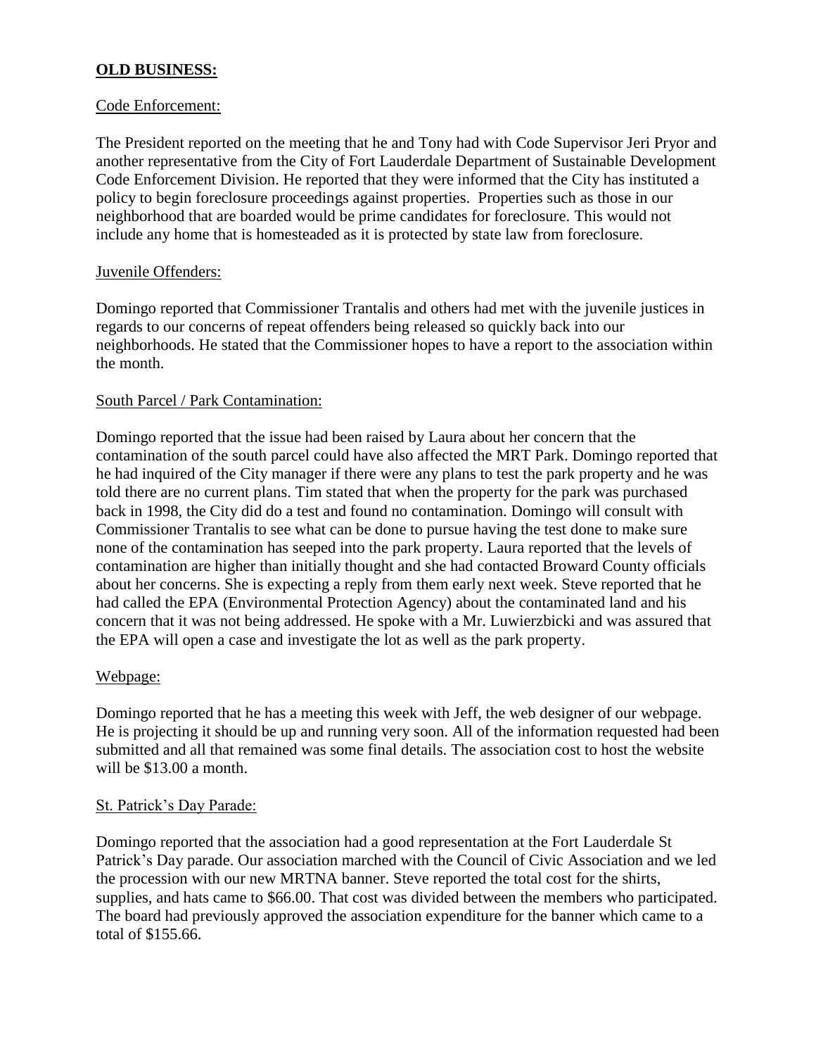## OLD BUSINESS:

### Code Enforcement:

The President reported on the meeting that he and Tony had with Code Supervisor Jeri Pryor and another representative from the City of Fort Lauderdale Department of Sustainable Development Code Enforcement Division. He reported that they were informed that the City has instituted a policy to begin foreclosure proceedings against properties. Properties such as those in our neighborhood that are boarded would be prime candidates for foreclosure. This would not include any home that is homesteaded as it is protected by state law from foreclosure.

### Juvenile Offenders:

Domingo reported that Commissioner Trantalis and others had met with the juvenile justices in regards to our concerns of repeat offenders being released so quickly back into our neighborhoods. He stated that the Commissioner hopes to have a report to the association within the month.

### South Parcel / Park Contamination:

Domingo reported that the issue had been raised by Laura about her concern that the contamination of the south parcel could have also affected the MRT Park. Domingo reported that he had inquired of the City manager if there were any plans to test the park property and he was told there are no current plans. Tim stated that when the property for the park was purchased back in 1998, the City did do a test and found no contamination. Domingo will consult with Commissioner Trantalis to see what can be done to pursue having the test done to make sure none of the contamination has seeped into the park property. Laura reported that the levels of contamination are higher than initially thought and she had contacted Broward County officials about her concerns. She is expecting a reply from them early next week. Steve reported that he had called the EPA (Environmental Protection Agency) about the contaminated land and his concern that it was not being addressed. He spoke with a Mr. Luwierzbicki and was assured that the EPA will open a case and investigate the lot as well as the park property.

### Webpage:

Domingo reported that he has a meeting this week with Jeff, the web designer of our webpage. He is projecting it should be up and running very soon. All of the information requested had been submitted and all that remained was some final details. The association cost to host the website will be $13.00 a month.

### St. Patrick's Day Parade:

Domingo reported that the association had a good representation at the Fort Lauderdale St Patrick's Day parade. Our association marched with the Council of Civic Association and we led the procession with our new MRTNA banner. Steve reported the total cost for the shirts, supplies, and hats came to $66.00. That cost was divided between the members who participated. The board had previously approved the association expenditure for the banner which came to a total of $155.66.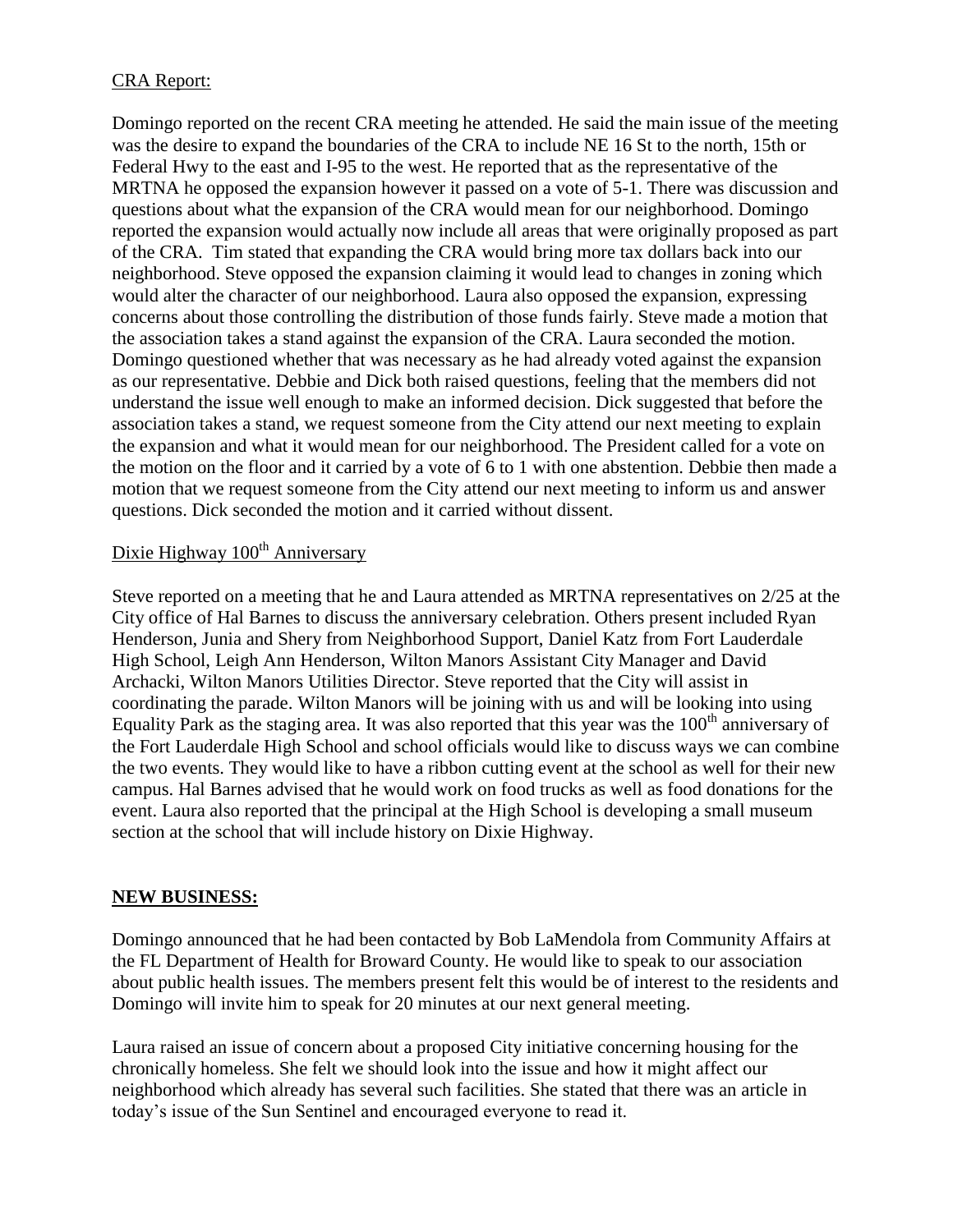CRA Report:

Domingo reported on the recent CRA meeting he attended. He said the main issue of the meeting was the desire to expand the boundaries of the CRA to include NE 16 St to the north, 15th or Federal Hwy to the east and I-95 to the west. He reported that as the representative of the MRTNA he opposed the expansion however it passed on a vote of 5-1. There was discussion and questions about what the expansion of the CRA would mean for our neighborhood. Domingo reported the expansion would actually now include all areas that were originally proposed as part of the CRA. Tim stated that expanding the CRA would bring more tax dollars back into our neighborhood. Steve opposed the expansion claiming it would lead to changes in zoning which would alter the character of our neighborhood. Laura also opposed the expansion, expressing concerns about those controlling the distribution of those funds fairly. Steve made a motion that the association takes a stand against the expansion of the CRA. Laura seconded the motion. Domingo questioned whether that was necessary as he had already voted against the expansion as our representative. Debbie and Dick both raised questions, feeling that the members did not understand the issue well enough to make an informed decision. Dick suggested that before the association takes a stand, we request someone from the City attend our next meeting to explain the expansion and what it would mean for our neighborhood. The President called for a vote on the motion on the floor and it carried by a vote of 6 to 1 with one abstention. Debbie then made a motion that we request someone from the City attend our next meeting to inform us and answer questions. Dick seconded the motion and it carried without dissent.

Dixie Highway 100th Anniversary

Steve reported on a meeting that he and Laura attended as MRTNA representatives on 2/25 at the City office of Hal Barnes to discuss the anniversary celebration. Others present included Ryan Henderson, Junia and Shery from Neighborhood Support, Daniel Katz from Fort Lauderdale High School, Leigh Ann Henderson, Wilton Manors Assistant City Manager and David Archacki, Wilton Manors Utilities Director. Steve reported that the City will assist in coordinating the parade. Wilton Manors will be joining with us and will be looking into using Equality Park as the staging area. It was also reported that this year was the 100th anniversary of the Fort Lauderdale High School and school officials would like to discuss ways we can combine the two events. They would like to have a ribbon cutting event at the school as well for their new campus. Hal Barnes advised that he would work on food trucks as well as food donations for the event. Laura also reported that the principal at the High School is developing a small museum section at the school that will include history on Dixie Highway.

**NEW BUSINESS:**

Domingo announced that he had been contacted by Bob LaMendola from Community Affairs at the FL Department of Health for Broward County. He would like to speak to our association about public health issues. The members present felt this would be of interest to the residents and Domingo will invite him to speak for 20 minutes at our next general meeting.

Laura raised an issue of concern about a proposed City initiative concerning housing for the chronically homeless. She felt we should look into the issue and how it might affect our neighborhood which already has several such facilities. She stated that there was an article in today's issue of the Sun Sentinel and encouraged everyone to read it.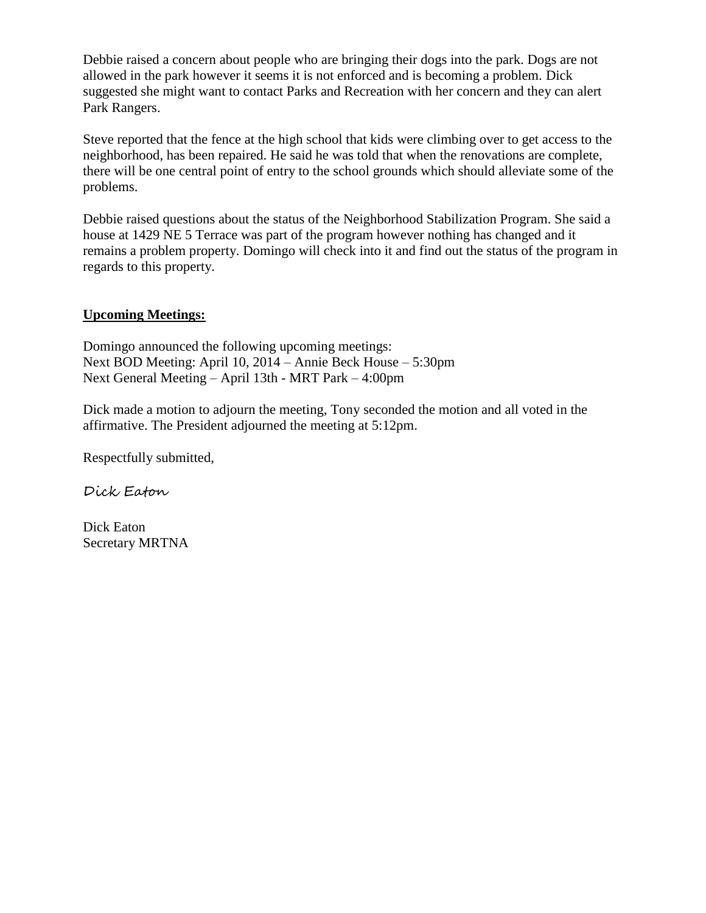Debbie raised a concern about people who are bringing their dogs into the park. Dogs are not allowed in the park however it seems it is not enforced and is becoming a problem. Dick suggested she might want to contact Parks and Recreation with her concern and they can alert Park Rangers.

Steve reported that the fence at the high school that kids were climbing over to get access to the neighborhood, has been repaired. He said he was told that when the renovations are complete, there will be one central point of entry to the school grounds which should alleviate some of the problems.

Debbie raised questions about the status of the Neighborhood Stabilization Program. She said a house at 1429 NE 5 Terrace was part of the program however nothing has changed and it remains a problem property. Domingo will check into it and find out the status of the program in regards to this property.

**Upcoming Meetings:**

Domingo announced the following upcoming meetings:
Next BOD Meeting: April 10, 2014 – Annie Beck House – 5:30pm
Next General Meeting – April 13th - MRT Park – 4:00pm

Dick made a motion to adjourn the meeting, Tony seconded the motion and all voted in the affirmative. The President adjourned the meeting at 5:12pm.

Respectfully submitted,

*Dick Eaton*

Dick Eaton
Secretary MRTNA